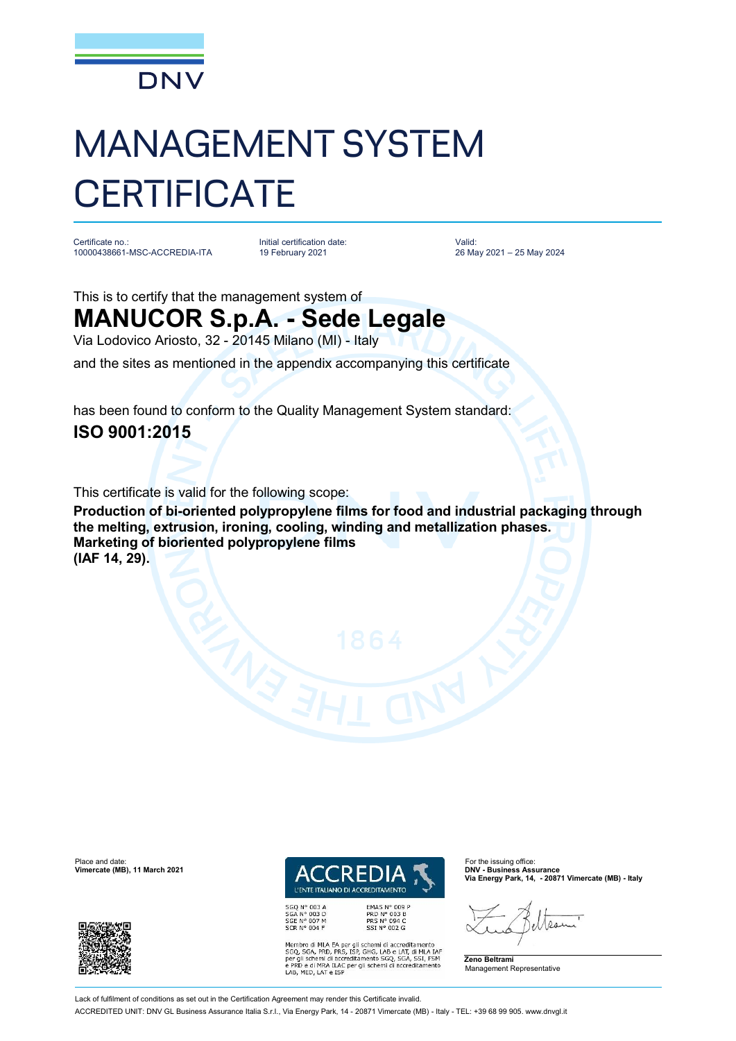DNV

# MANAGEMENT SYSTEM CERTIFICATE

Certificate no.:
10000438661-MSC-ACCREDIA-ITA

Initial certification date:
19 February 2021

Valid:
26 May 2021 – 25 May 2024

This is to certify that the management system of

## MANUCOR S.p.A. - Sede Legale

Via Lodovico Ariosto, 32 - 20145 Milano (MI) - Italy

and the sites as mentioned in the appendix accompanying this certificate

has been found to conform to the Quality Management System standard:

## ISO 9001:2015

This certificate is valid for the following scope:

**Production of bi-oriented polypropylene films for food and industrial packaging through the melting, extrusion, ironing, cooling, winding and metallization phases.**
**Marketing of bioriented polypropylene films**
**(IAF 14, 29).**

Place and date:
**Vimercate (MB), 11 March 2021**

ACCREDIA
L'ENTE ITALIANO DI ACCREDITAMENTO

SGQ N° 003 A
SGA N° 003 D
SGE N° 007 M
SCR N° 004 F

EMAS N° 009 P
PRD N° 003 B
PRS N° 094 C
SSI N° 002 G

Membro di MLA EA per gli schemi di accreditamento SGQ, SGA, PRD, PRS, ISP, GHG, LAB e LAT, di MLA IAF per gli schemi di accreditamento SGQ, SGA, SSI, FSM e PRD e di MRA ILAC per gli schemi di accreditamento LAB, MED, LAT e ISP

For the issuing office:
**DNV - Business Assurance**
**Via Energy Park, 14, - 20871 Vimercate (MB) - Italy**

**Zeno Beltrami**
Management Representative

Lack of fulfilment of conditions as set out in the Certification Agreement may render this Certificate invalid.

ACCREDITED UNIT: DNV GL Business Assurance Italia S.r.l., Via Energy Park, 14 - 20871 Vimercate (MB) - Italy - TEL: +39 68 99 905. www.dnvgl.it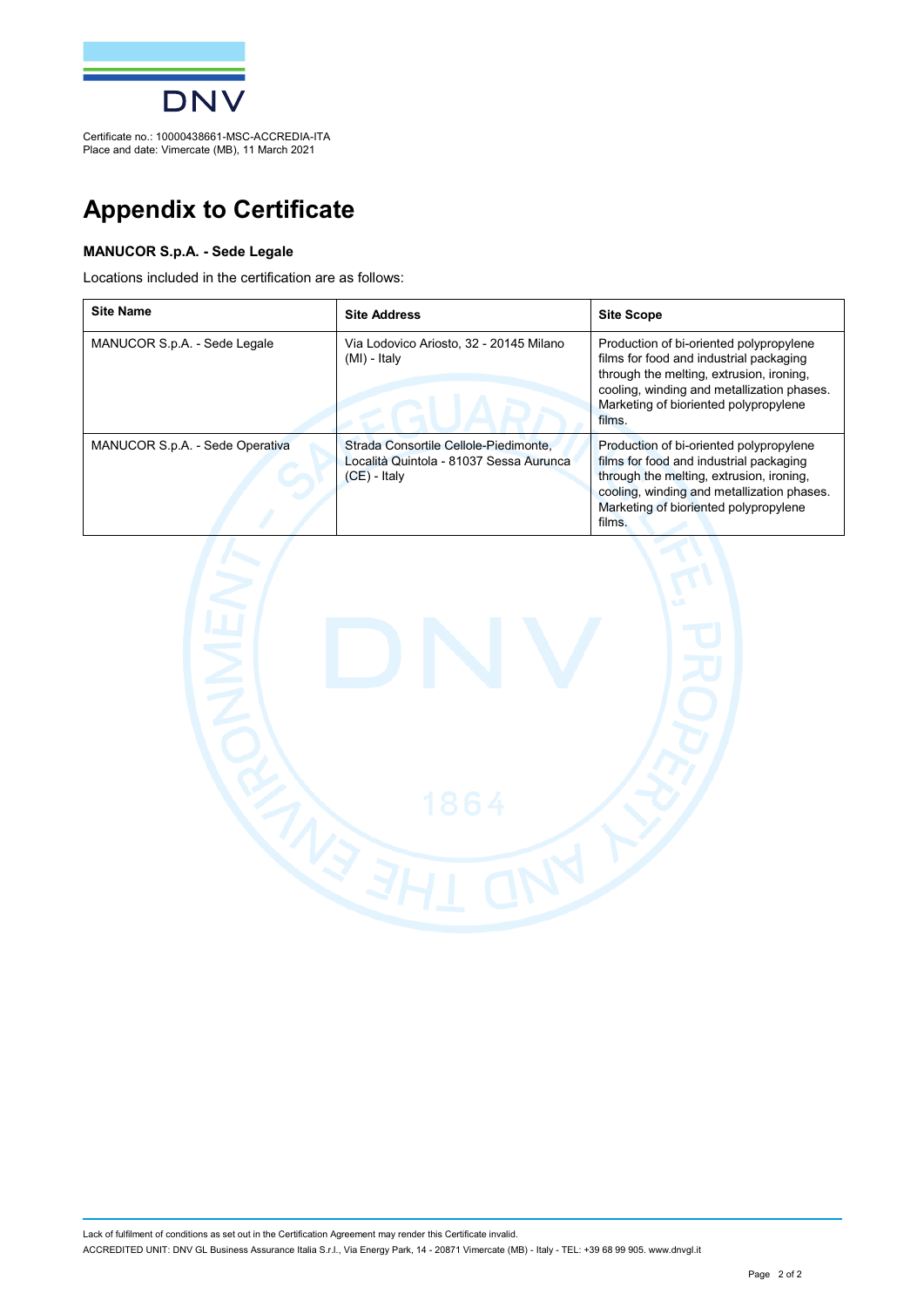Certificate no.: 10000438661-MSC-ACCREDIA-ITA
Place and date: Vimercate (MB), 11 March 2021

# Appendix to Certificate

**MANUCOR S.p.A. - Sede Legale**

Locations included in the certification are as follows:

| Site Name | Site Address | Site Scope |
|---|---|---|
| MANUCOR S.p.A. - Sede Legale | Via Lodovico Ariosto, 32 - 20145 Milano (MI) - Italy | Production of bi-oriented polypropylene films for food and industrial packaging through the melting, extrusion, ironing, cooling, winding and metallization phases. Marketing of bioriented polypropylene films. |
| MANUCOR S.p.A. - Sede Operativa | Strada Consortile Cellole-Piedimonte, Località Quintola - 81037 Sessa Aurunca (CE) - Italy | Production of bi-oriented polypropylene films for food and industrial packaging through the melting, extrusion, ironing, cooling, winding and metallization phases. Marketing of bioriented polypropylene films. |

Lack of fulfilment of conditions as set out in the Certification Agreement may render this Certificate invalid.

ACCREDITED UNIT: DNV GL Business Assurance Italia S.r.l., Via Energy Park, 14 - 20871 Vimercate (MB) - Italy - TEL: +39 68 99 905. www.dnvgl.it